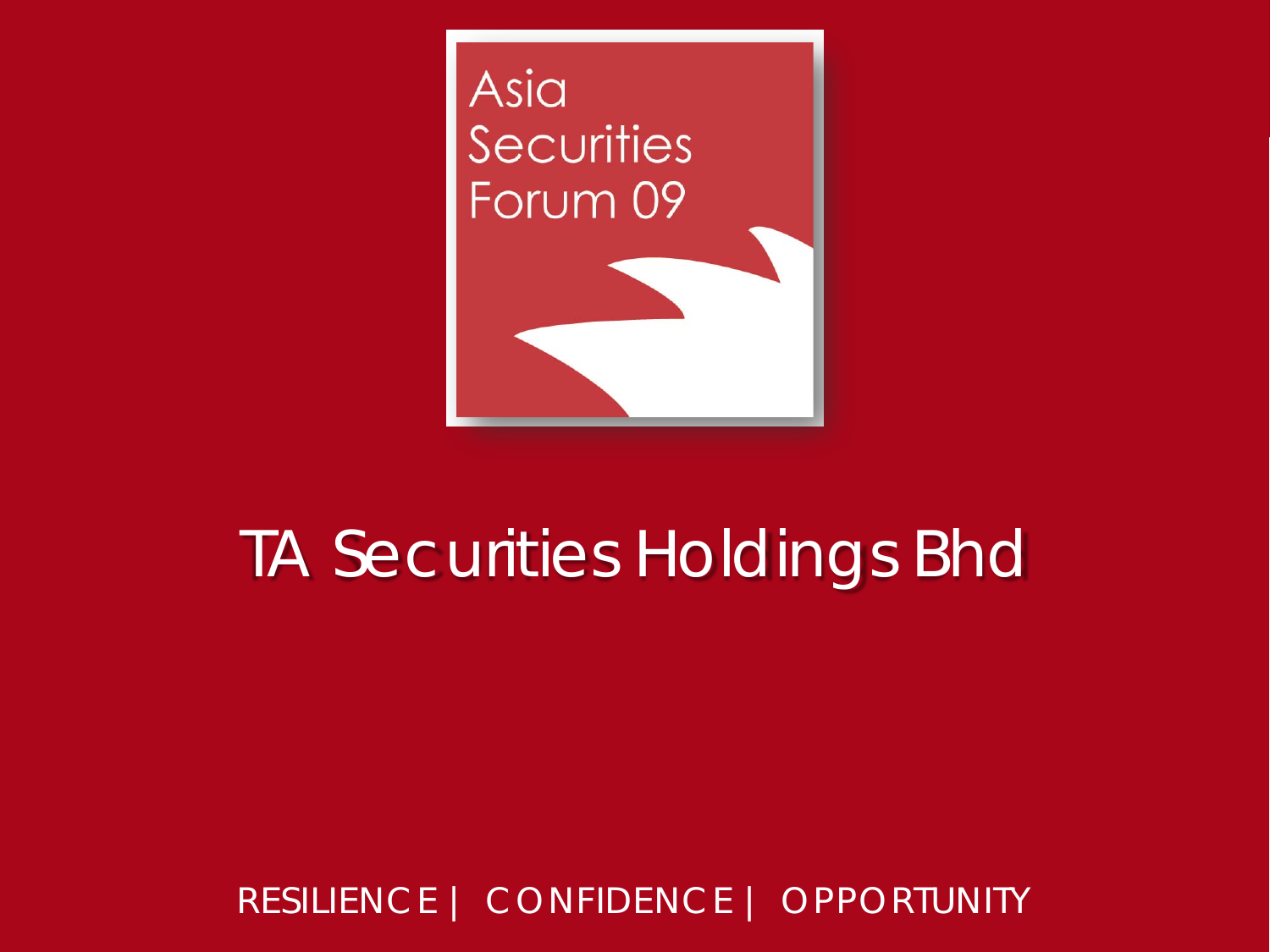Asia Securities Forum 09

# TA Securities Holdings Bhd

RESILIENCE | CONFIDENCE | OPPORTUNITY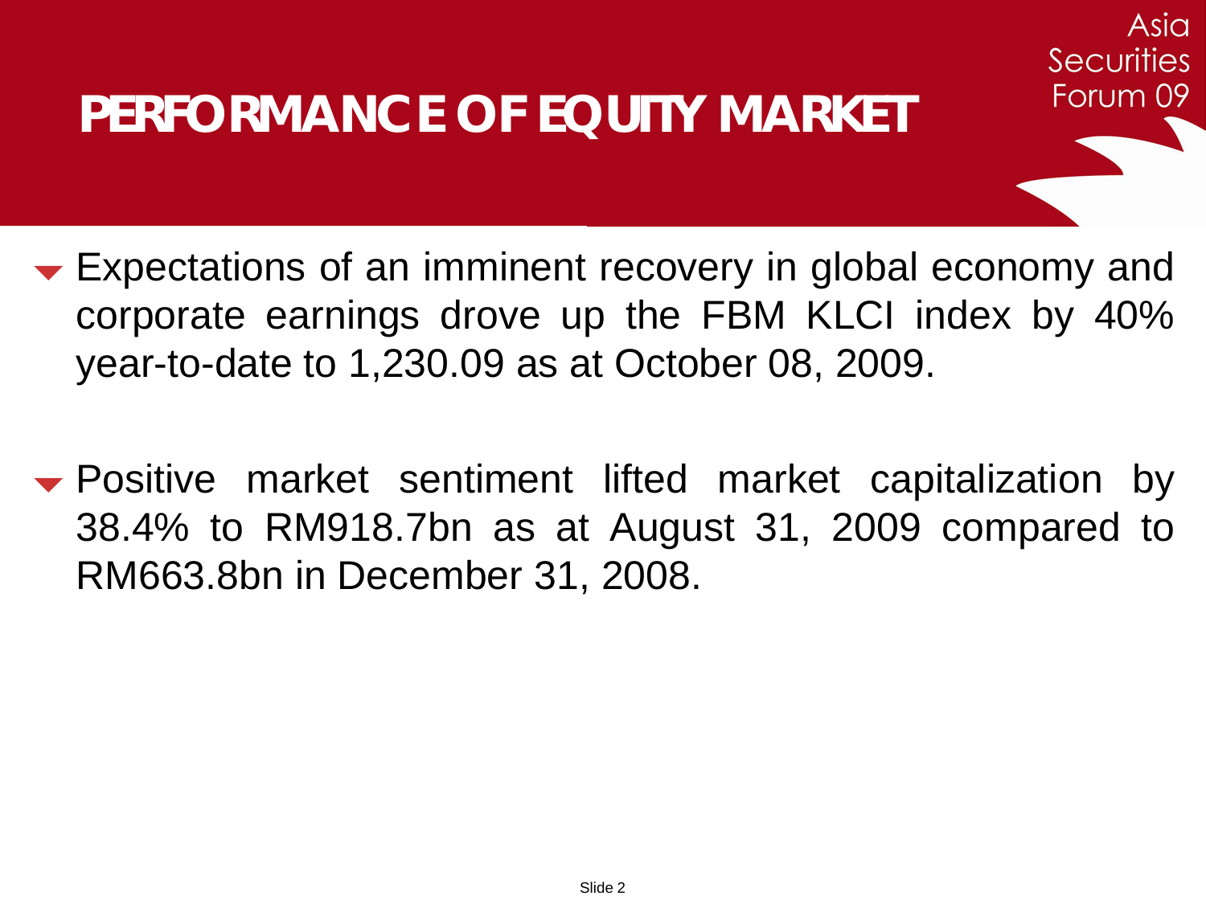# PERFORMANCE OF EQUITY MARKET

- Expectations of an imminent recovery in global economy and corporate earnings drove up the FBM KLCI index by 40% year-to-date to 1,230.09 as at October 08, 2009.

- Positive market sentiment lifted market capitalization by 38.4% to RM918.7bn as at August 31, 2009 compared to RM663.8bn in December 31, 2008.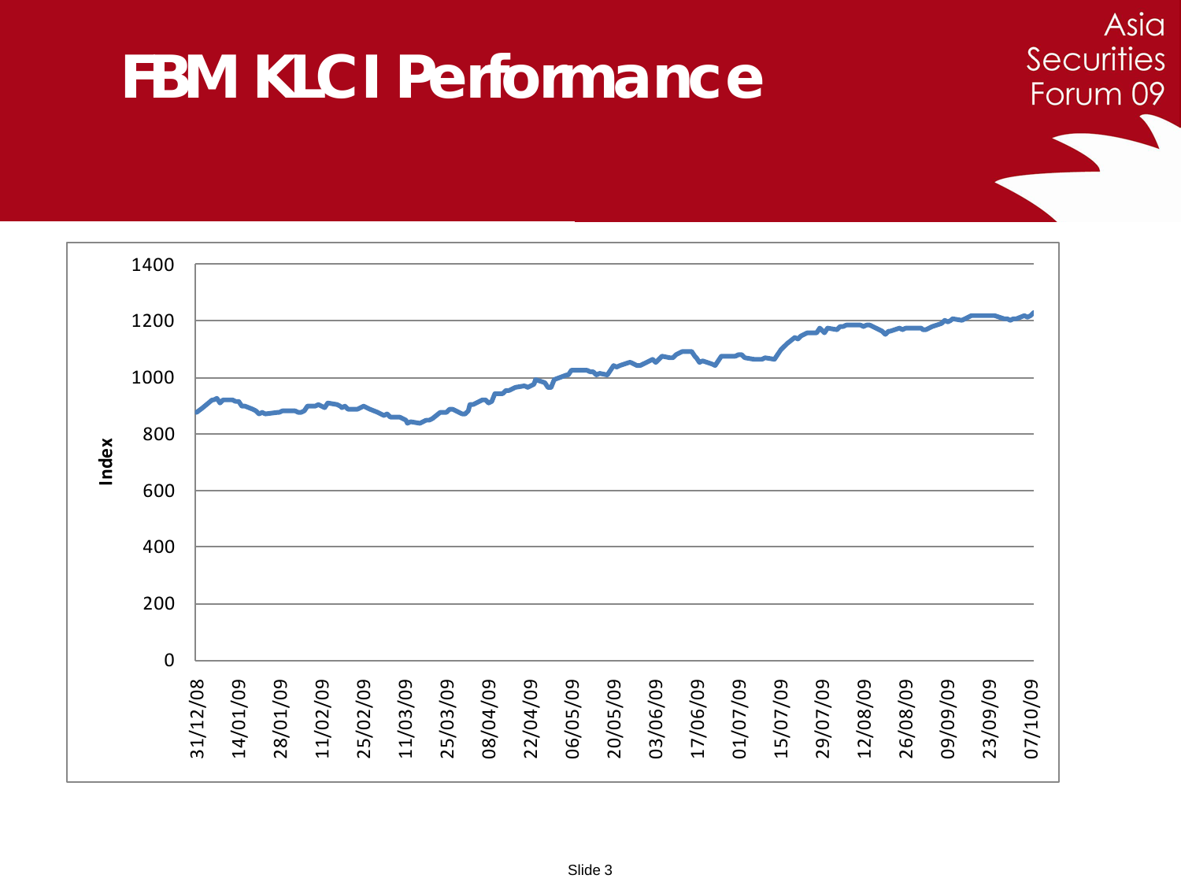# FBM KLCI Performance

Asia Securities Forum 09

Index

1400
1200
1000
800
600
400
200
0

31/12/08, 14/01/09, 28/01/09, 11/02/09, 25/02/09, 11/03/09, 25/03/09, 08/04/09, 22/04/09, 06/05/09, 20/05/09, 03/06/09, 17/06/09, 01/07/09, 15/07/09, 29/07/09, 12/08/09, 26/08/09, 09/09/09, 23/09/09, 07/10/09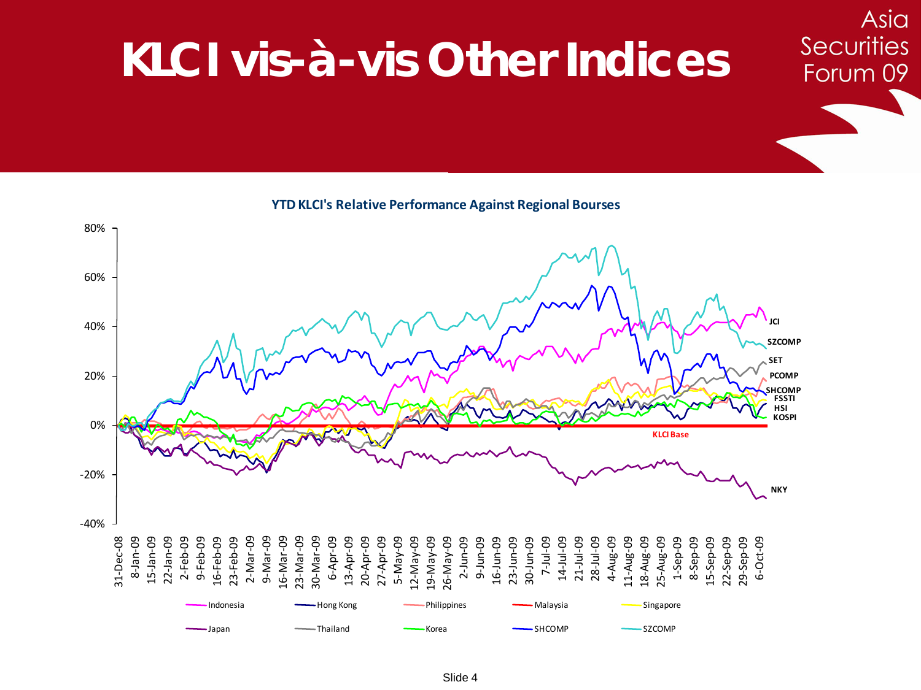# KLCI vis-à-vis Other Indices

**YTD KLCI's Relative Performance Against Regional Bourses**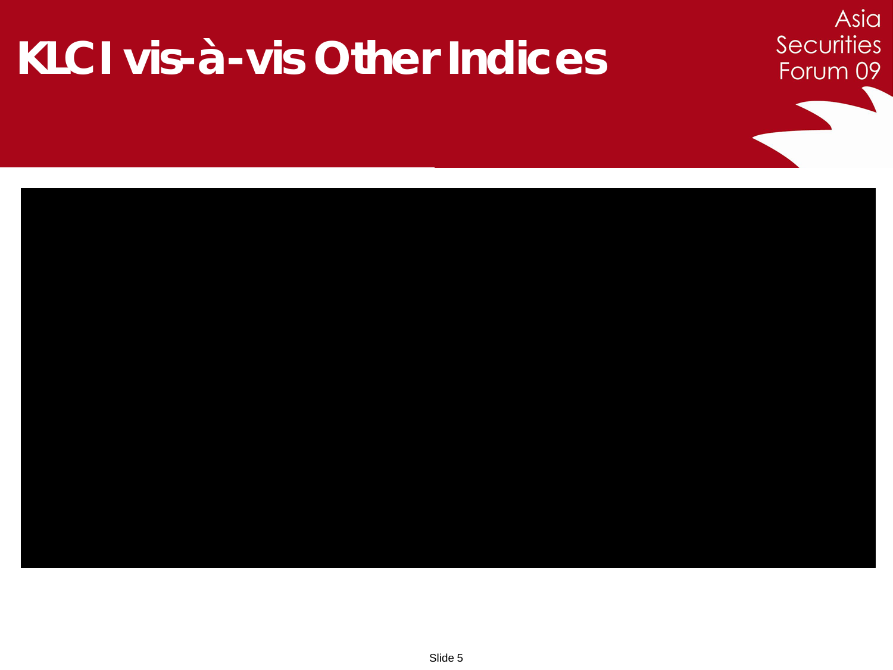# KLCI vis-à-vis Other Indices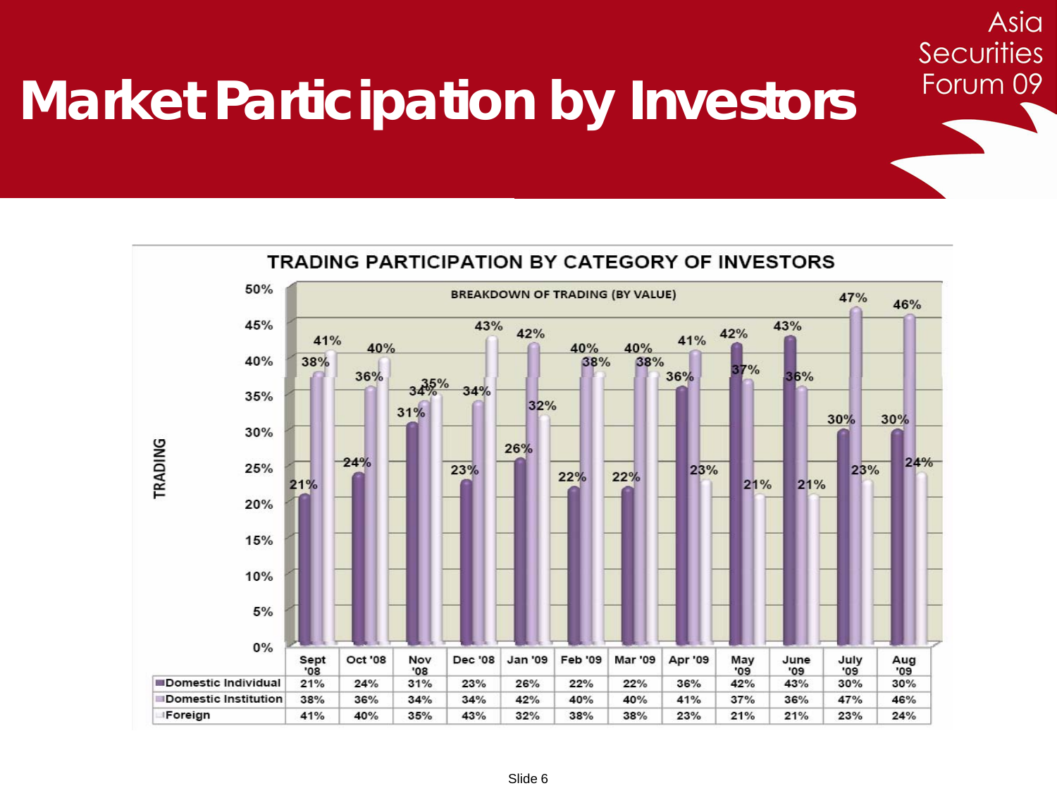# Market Participation by Investors

Asia Securities Forum 09

**TRADING PARTICIPATION BY CATEGORY OF INVESTORS**

BREAKDOWN OF TRADING (BY VALUE)

| | Sept '08 | Oct '08 | Nov '08 | Dec '08 | Jan '09 | Feb '09 | Mar '09 | Apr '09 | May '09 | June '09 | July '09 | Aug '09 |
|---|---|---|---|---|---|---|---|---|---|---|---|---|
| Domestic Individual | 21% | 24% | 31% | 23% | 26% | 22% | 22% | 36% | 42% | 43% | 30% | 30% |
| Domestic Institution | 38% | 36% | 34% | 34% | 42% | 40% | 40% | 41% | 37% | 36% | 47% | 46% |
| Foreign | 41% | 40% | 35% | 43% | 32% | 38% | 38% | 23% | 21% | 21% | 23% | 24% |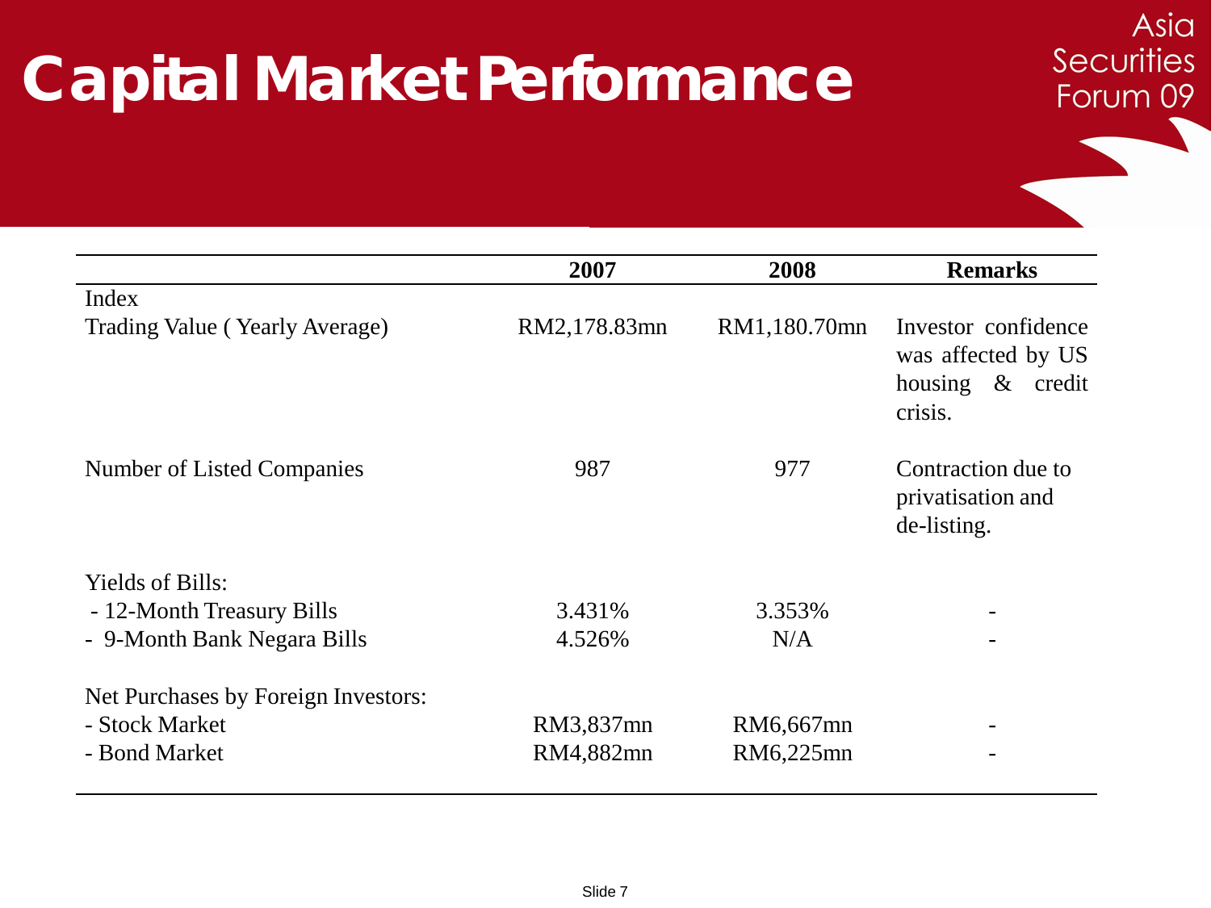# Capital Market Performance

| | 2007 | 2008 | Remarks |
|---|---|---|---|
| Index | | | |
| Trading Value ( Yearly Average) | RM2,178.83mn | RM1,180.70mn | Investor confidence was affected by US housing & credit crisis. |
| Number of Listed Companies | 987 | 977 | Contraction due to privatisation and de-listing. |
| Yields of Bills: | | | |
| - 12-Month Treasury Bills | 3.431% | 3.353% | - |
| - 9-Month Bank Negara Bills | 4.526% | N/A | - |
| Net Purchases by Foreign Investors: | | | |
| - Stock Market | RM3,837mn | RM6,667mn | - |
| - Bond Market | RM4,882mn | RM6,225mn | - |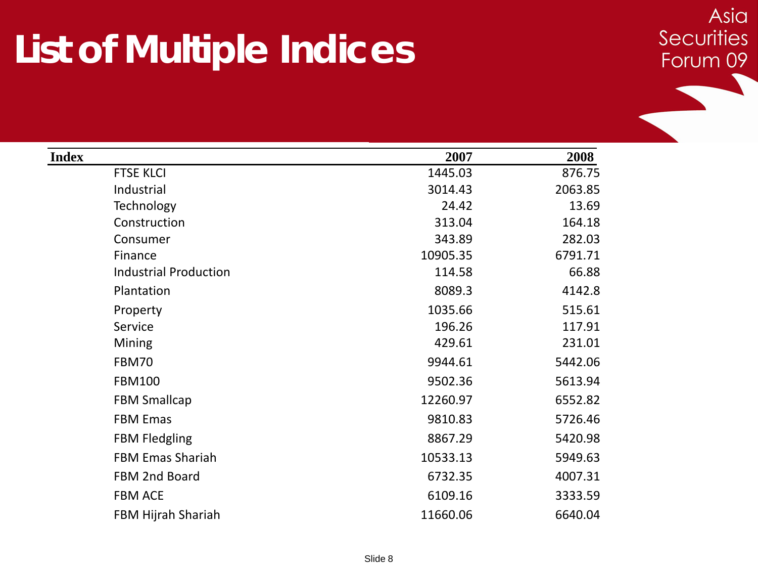# List of Multiple Indices

| Index | 2007 | 2008 |
|---|---|---|
| FTSE KLCI | 1445.03 | 876.75 |
| Industrial | 3014.43 | 2063.85 |
| Technology | 24.42 | 13.69 |
| Construction | 313.04 | 164.18 |
| Consumer | 343.89 | 282.03 |
| Finance | 10905.35 | 6791.71 |
| Industrial Production | 114.58 | 66.88 |
| Plantation | 8089.3 | 4142.8 |
| Property | 1035.66 | 515.61 |
| Service | 196.26 | 117.91 |
| Mining | 429.61 | 231.01 |
| FBM70 | 9944.61 | 5442.06 |
| FBM100 | 9502.36 | 5613.94 |
| FBM Smallcap | 12260.97 | 6552.82 |
| FBM Emas | 9810.83 | 5726.46 |
| FBM Fledgling | 8867.29 | 5420.98 |
| FBM Emas Shariah | 10533.13 | 5949.63 |
| FBM 2nd Board | 6732.35 | 4007.31 |
| FBM ACE | 6109.16 | 3333.59 |
| FBM Hijrah Shariah | 11660.06 | 6640.04 |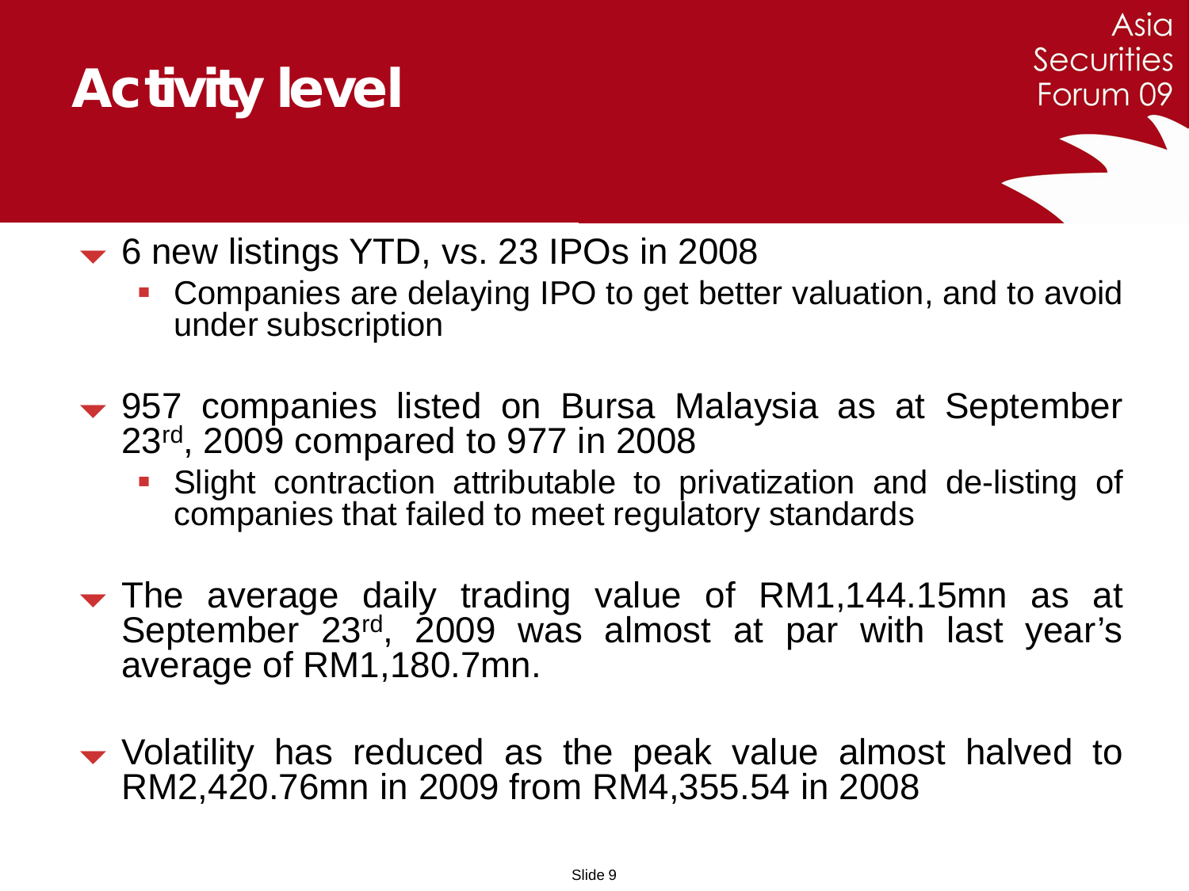# Activity level

- 6 new listings YTD, vs. 23 IPOs in 2008
  - Companies are delaying IPO to get better valuation, and to avoid under subscription

- 957 companies listed on Bursa Malaysia as at September 23rd, 2009 compared to 977 in 2008
  - Slight contraction attributable to privatization and de-listing of companies that failed to meet regulatory standards

- The average daily trading value of RM1,144.15mn as at September 23rd, 2009 was almost at par with last year's average of RM1,180.7mn.

- Volatility has reduced as the peak value almost halved to RM2,420.76mn in 2009 from RM4,355.54 in 2008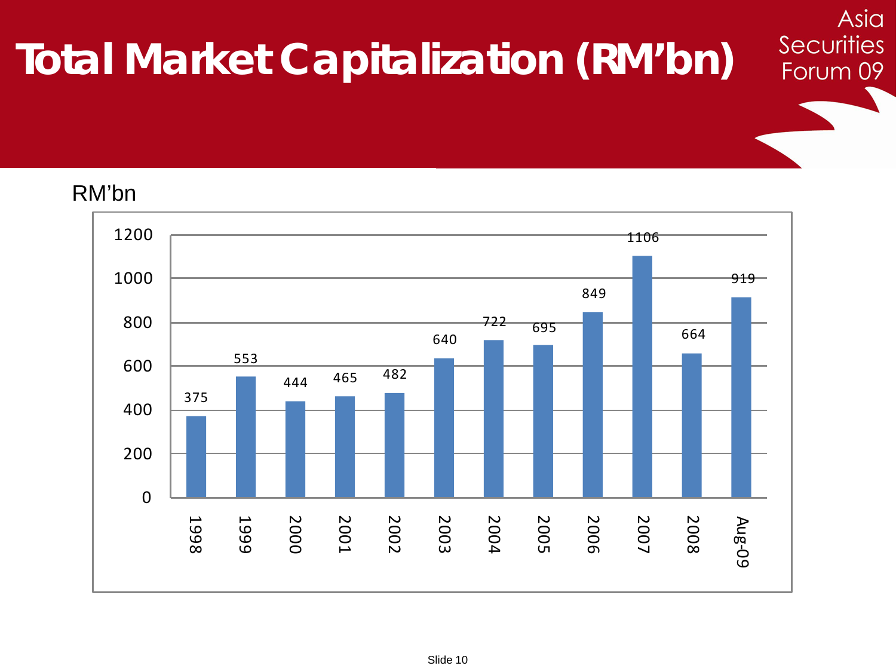# Total Market Capitalization (RM'bn)

Asia Securities Forum 09

RM'bn

| Year | Total Market Capitalization (RM'bn) |
|---|---|
| 1998 | 375 |
| 1999 | 553 |
| 2000 | 444 |
| 2001 | 465 |
| 2002 | 482 |
| 2003 | 640 |
| 2004 | 722 |
| 2005 | 695 |
| 2006 | 849 |
| 2007 | 1106 |
| 2008 | 664 |
| Aug-09 | 919 |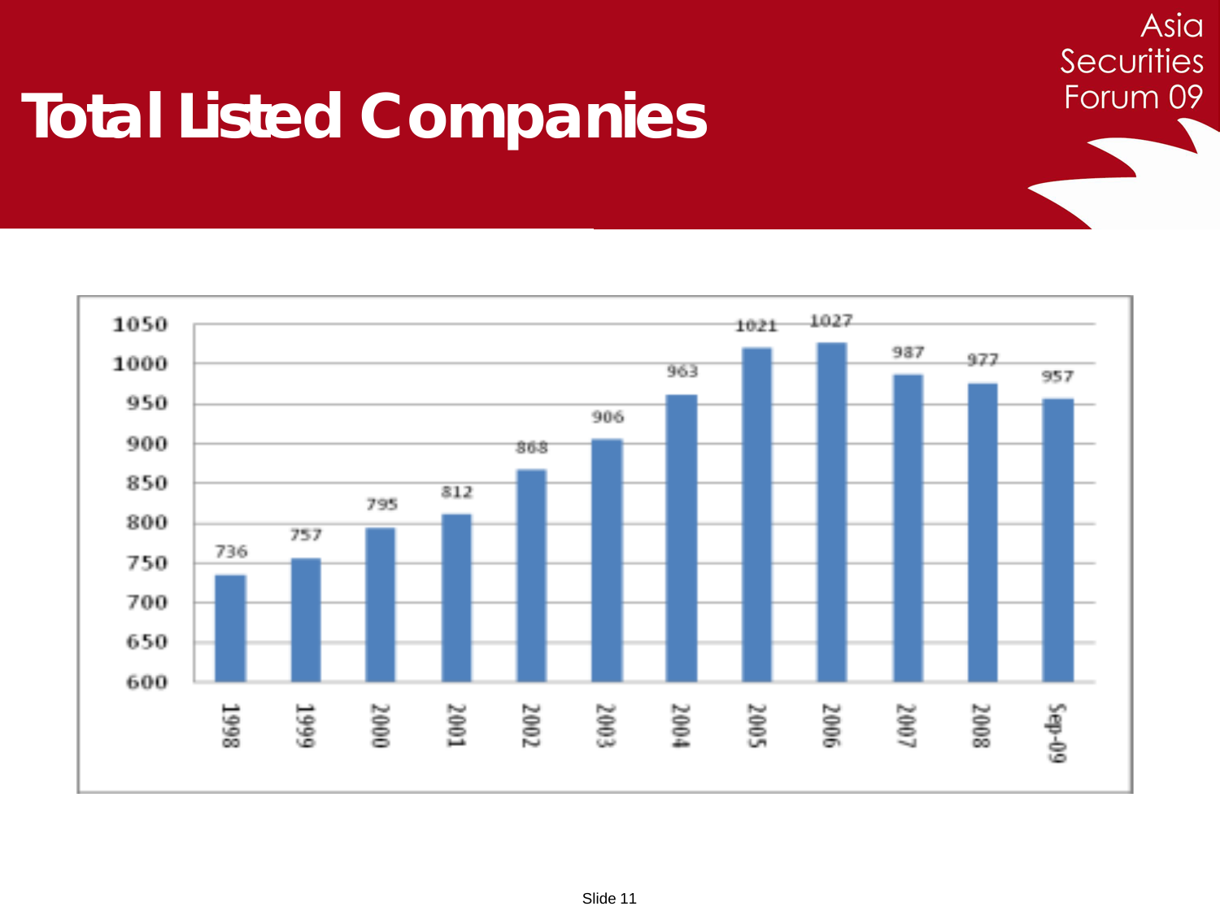# Total Listed Companies

| Year | Total Listed Companies |
| --- | --- |
| 1998 | 736 |
| 1999 | 757 |
| 2000 | 795 |
| 2001 | 812 |
| 2002 | 868 |
| 2003 | 906 |
| 2004 | 963 |
| 2005 | 1021 |
| 2006 | 1027 |
| 2007 | 987 |
| 2008 | 977 |
| Sep-09 | 957 |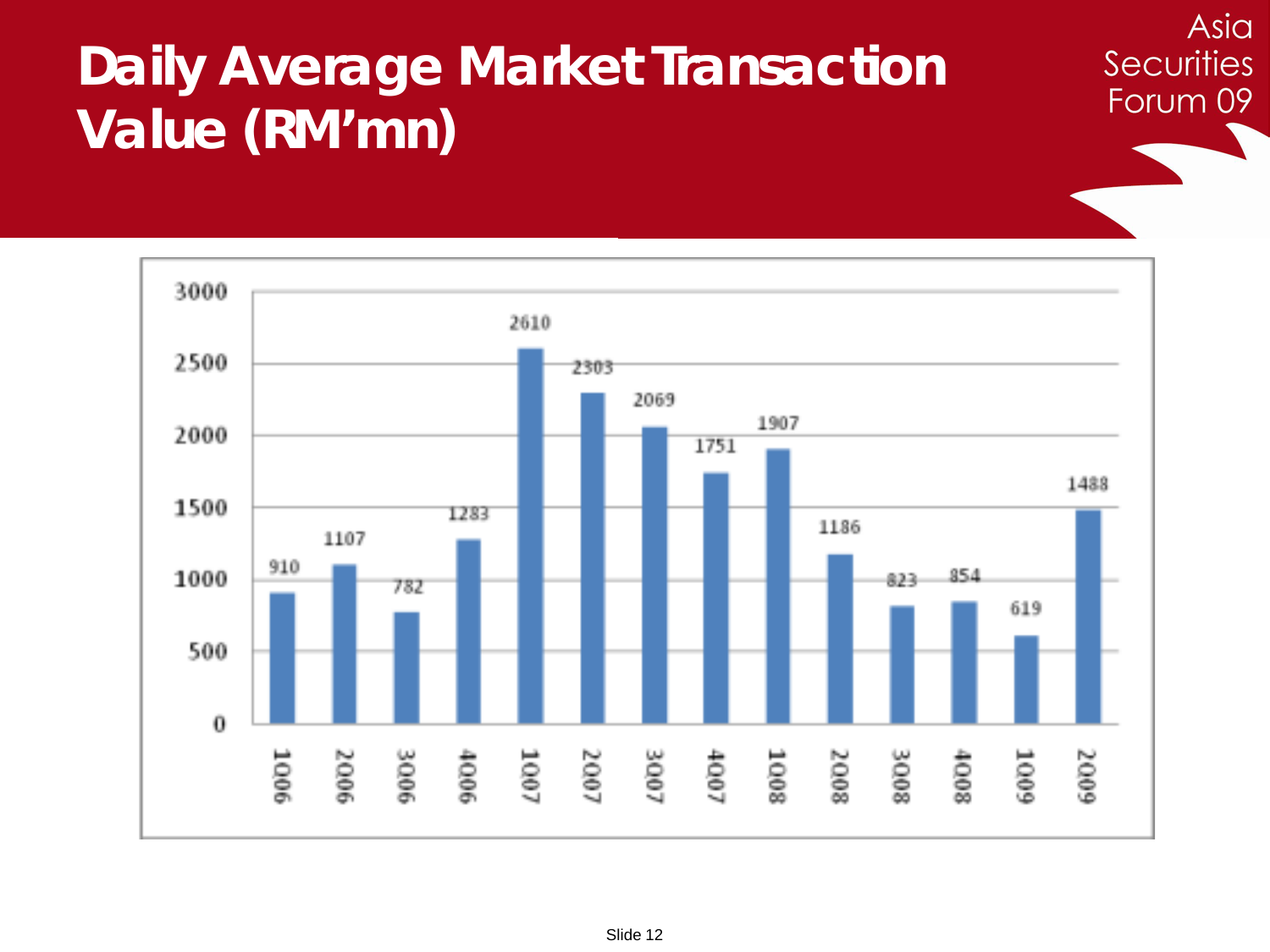# Daily Average Market Transaction Value (RM'mn)

| Quarter | Value |
|---|---|
| 1Q06 | 910 |
| 2Q06 | 1107 |
| 3Q06 | 782 |
| 4Q06 | 1283 |
| 1Q07 | 2610 |
| 2Q07 | 2303 |
| 3Q07 | 2069 |
| 4Q07 | 1751 |
| 1Q08 | 1907 |
| 2Q08 | 1186 |
| 3Q08 | 823 |
| 4Q08 | 854 |
| 1Q09 | 619 |
| 2Q09 | 1488 |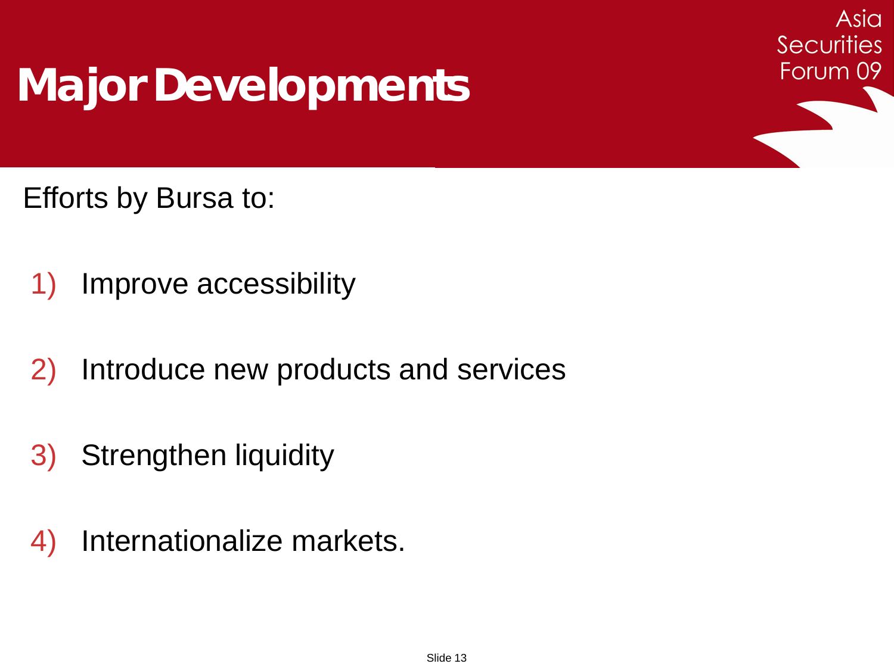# Major Developments

Efforts by Bursa to:

1) Improve accessibility

2) Introduce new products and services

3) Strengthen liquidity

4) Internationalize markets.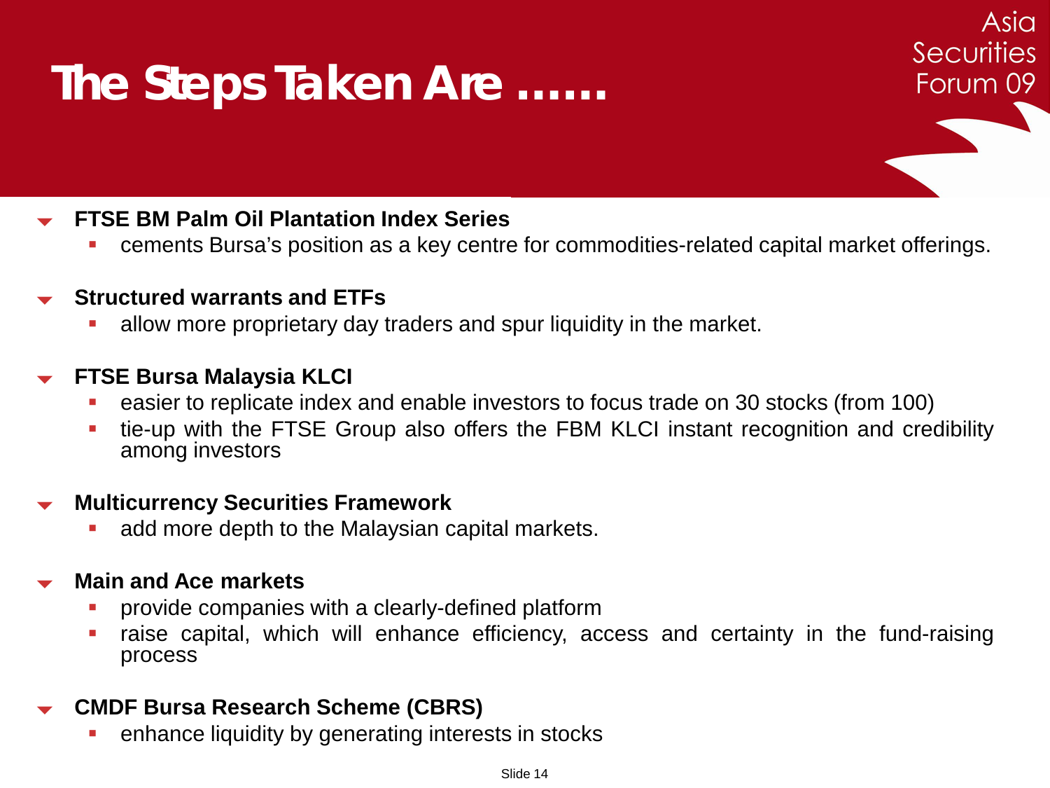# The Steps Taken Are ……

- **FTSE BM Palm Oil Plantation Index Series**
  - cements Bursa's position as a key centre for commodities-related capital market offerings.
- **Structured warrants and ETFs**
  - allow more proprietary day traders and spur liquidity in the market.
- **FTSE Bursa Malaysia KLCI**
  - easier to replicate index and enable investors to focus trade on 30 stocks (from 100)
  - tie-up with the FTSE Group also offers the FBM KLCI instant recognition and credibility among investors
- **Multicurrency Securities Framework**
  - add more depth to the Malaysian capital markets.
- **Main and Ace markets**
  - provide companies with a clearly-defined platform
  - raise capital, which will enhance efficiency, access and certainty in the fund-raising process
- **CMDF Bursa Research Scheme (CBRS)**
  - enhance liquidity by generating interests in stocks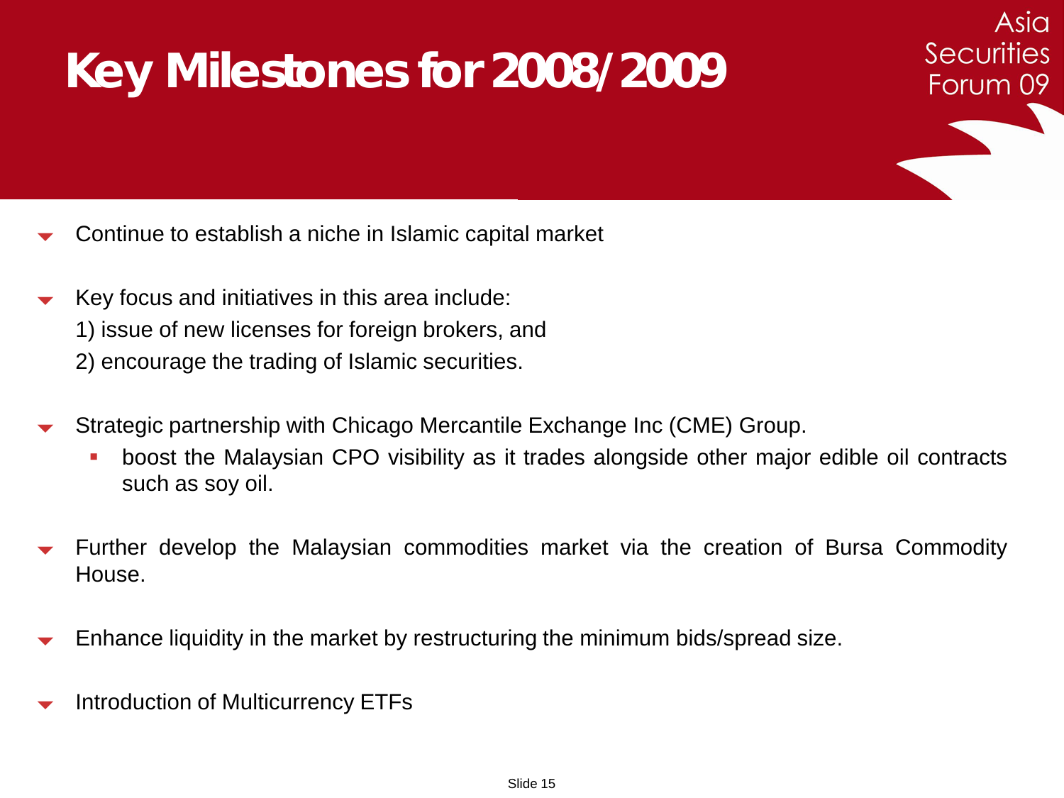# Key Milestones for 2008/2009

- Continue to establish a niche in Islamic capital market

- Key focus and initiatives in this area include:
  1) issue of new licenses for foreign brokers, and
  2) encourage the trading of Islamic securities.

- Strategic partnership with Chicago Mercantile Exchange Inc (CME) Group.
  - boost the Malaysian CPO visibility as it trades alongside other major edible oil contracts such as soy oil.

- Further develop the Malaysian commodities market via the creation of Bursa Commodity House.

- Enhance liquidity in the market by restructuring the minimum bids/spread size.

- Introduction of Multicurrency ETFs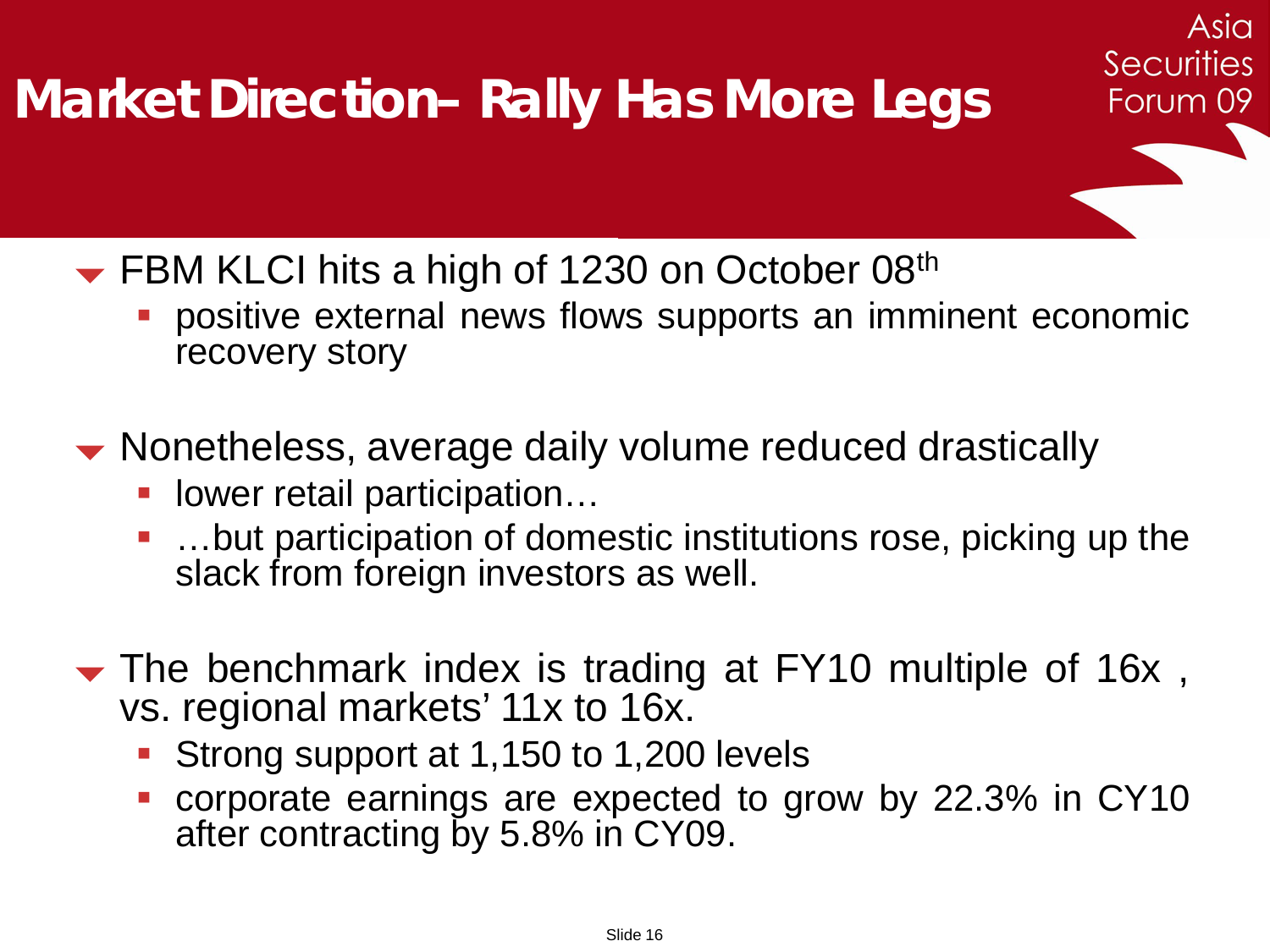# Market Direction– Rally Has More Legs

- FBM KLCI hits a high of 1230 on October 08th
  - positive external news flows supports an imminent economic recovery story
- Nonetheless, average daily volume reduced drastically
  - lower retail participation…
  - …but participation of domestic institutions rose, picking up the slack from foreign investors as well.
- The benchmark index is trading at FY10 multiple of 16x , vs. regional markets' 11x to 16x.
  - Strong support at 1,150 to 1,200 levels
  - corporate earnings are expected to grow by 22.3% in CY10 after contracting by 5.8% in CY09.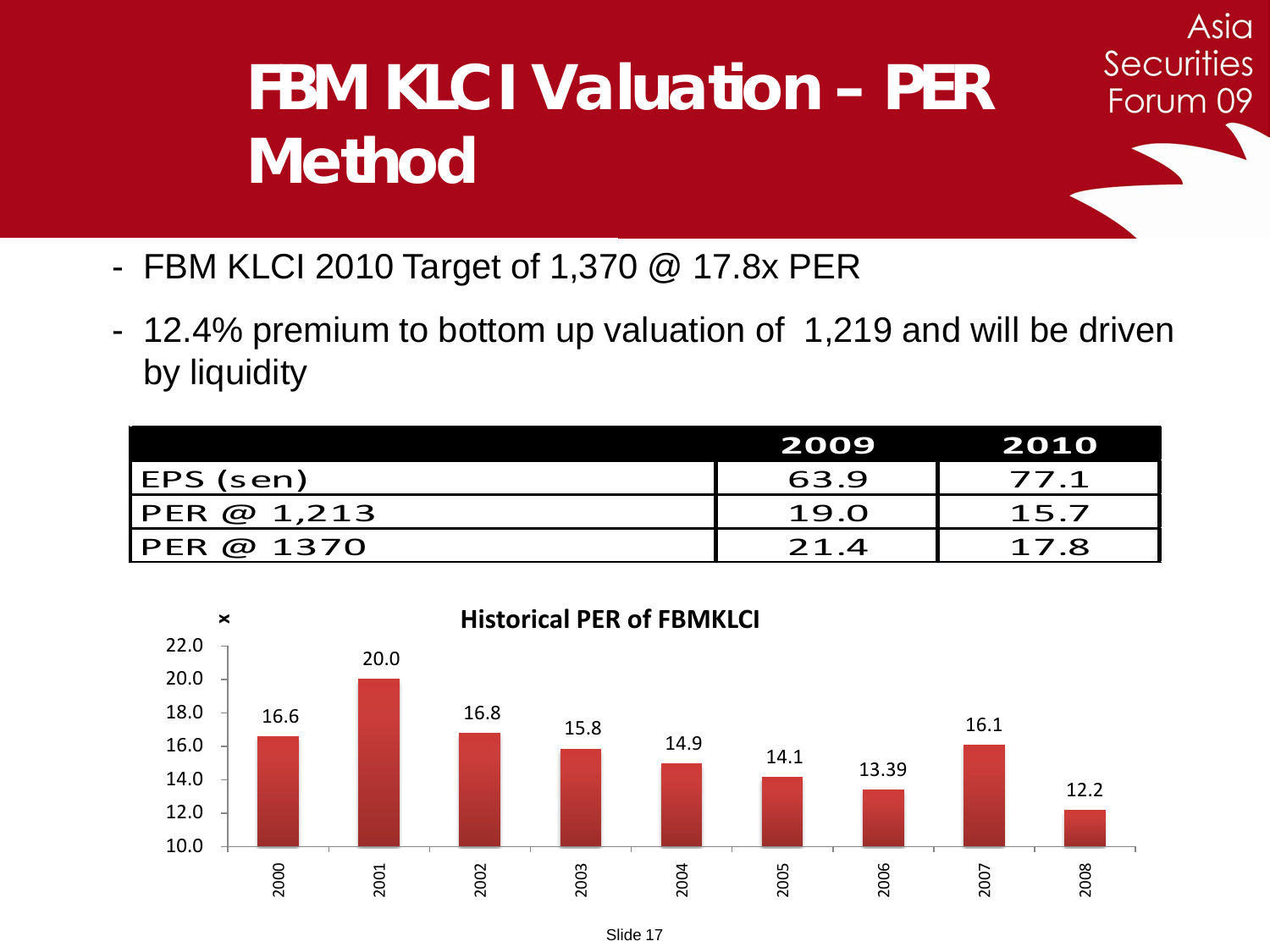# FBM KLCI Valuation – PER Method

- FBM KLCI 2010 Target of 1,370 @ 17.8x PER
- 12.4% premium to bottom up valuation of 1,219 and will be driven by liquidity

| | 2009 | 2010 |
|---|---|---|
| EPS (sen) | 63.9 | 77.1 |
| PER @ 1,213 | 19.0 | 15.7 |
| PER @ 1370 | 21.4 | 17.8 |

**Historical PER of FBMKLCI**

| Year | PER (x) |
|---|---|
| 2000 | 16.6 |
| 2001 | 20.0 |
| 2002 | 16.8 |
| 2003 | 15.8 |
| 2004 | 14.9 |
| 2005 | 14.1 |
| 2006 | 13.39 |
| 2007 | 16.1 |
| 2008 | 12.2 |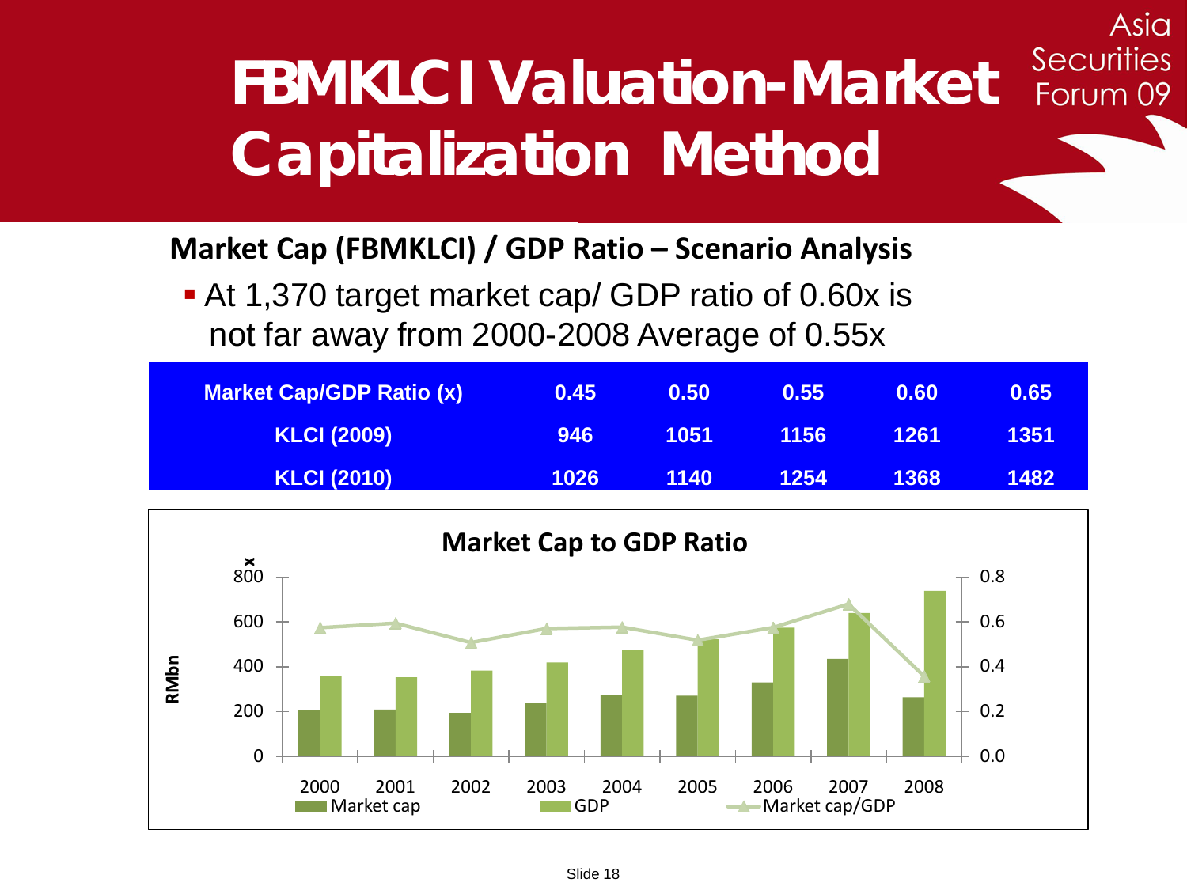# FBMKLCI Valuation-Market Capitalization Method

## Market Cap (FBMKLCI) / GDP Ratio – Scenario Analysis

- At 1,370 target market cap/ GDP ratio of 0.60x is not far away from 2000-2008 Average of 0.55x

| Market Cap/GDP Ratio (x) | 0.45 | 0.50 | 0.55 | 0.60 | 0.65 |
|---|---|---|---|---|---|
| KLCI (2009) | 946 | 1051 | 1156 | 1261 | 1351 |
| KLCI (2010) | 1026 | 1140 | 1254 | 1368 | 1482 |

**Market Cap to GDP Ratio**

Left axis: RMbn (0–800); Right axis: x (0.0–0.8)

Years: 2000, 2001, 2002, 2003, 2004, 2005, 2006, 2007, 2008

Legend: Market cap, GDP, Market cap/GDP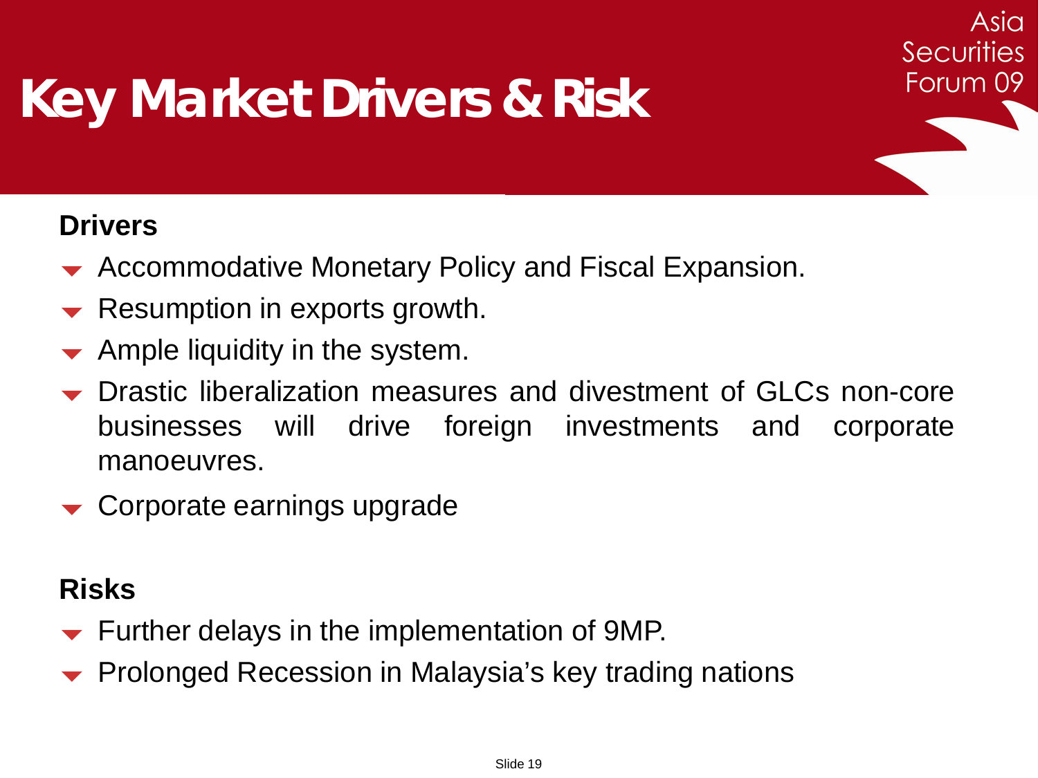# Key Market Drivers & Risk

**Drivers**

- Accommodative Monetary Policy and Fiscal Expansion.
- Resumption in exports growth.
- Ample liquidity in the system.
- Drastic liberalization measures and divestment of GLCs non-core businesses will drive foreign investments and corporate manoeuvres.
- Corporate earnings upgrade

**Risks**

- Further delays in the implementation of 9MP.
- Prolonged Recession in Malaysia's key trading nations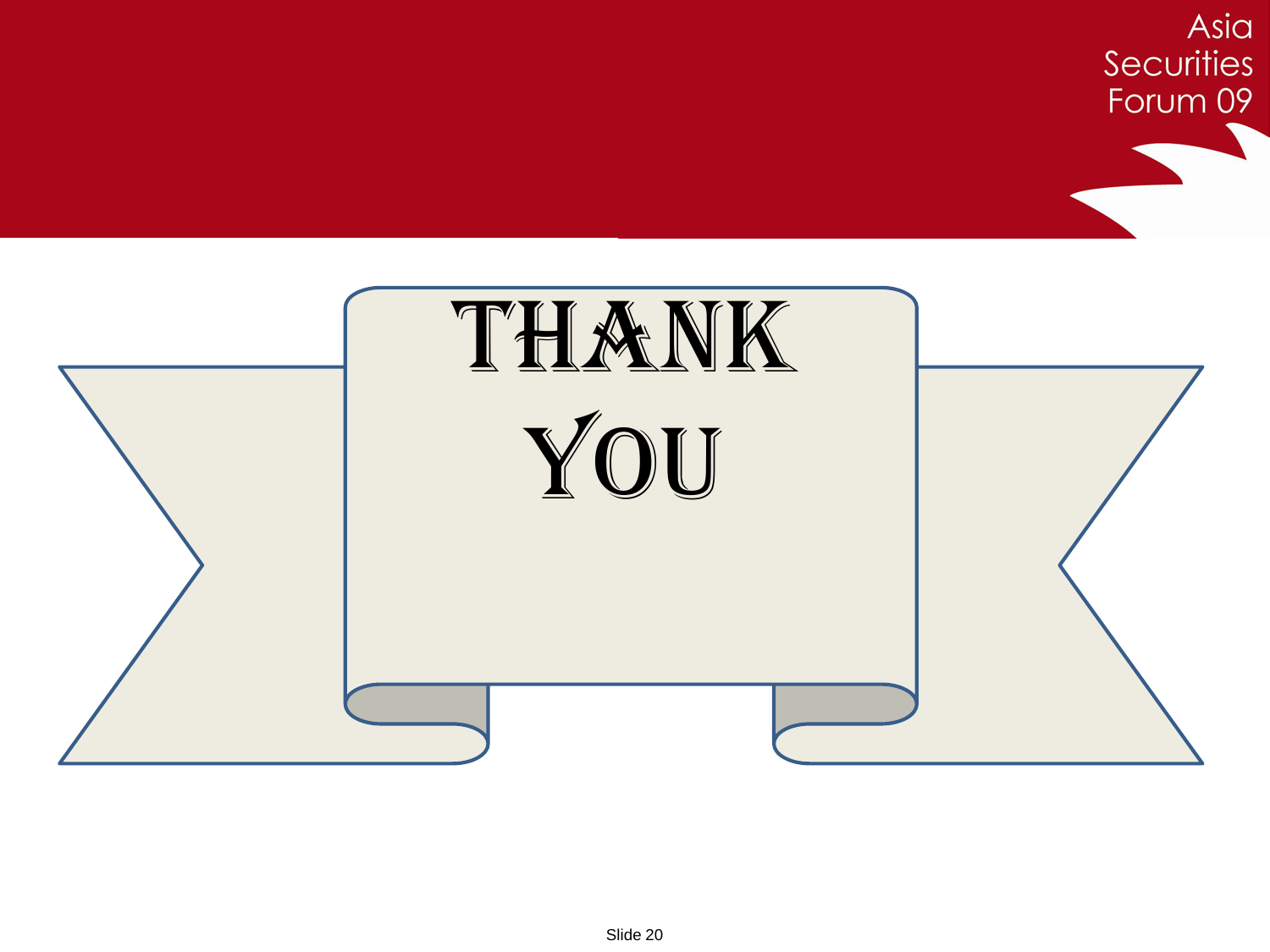# THANK YOU